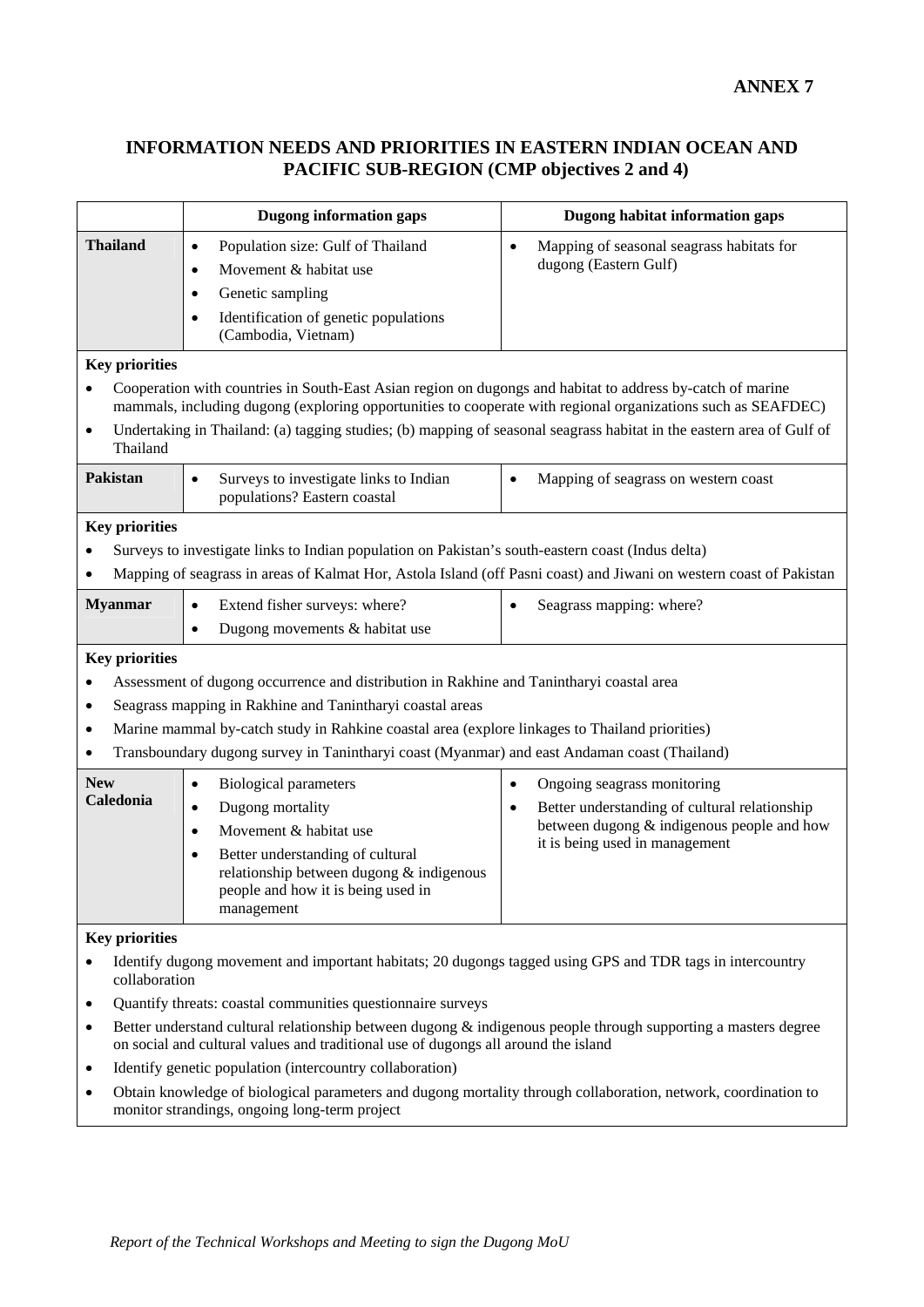**ANNEX 7**

## INFORMATION NEEDS AND PRIORITIES IN EASTERN INDIAN OCEAN AND PACIFIC SUB-REGION (CMP objectives 2 and 4)

| | Dugong information gaps | Dugong habitat information gaps |
|---|---|---|
| **Thailand** | • Population size: Gulf of Thailand<br>• Movement & habitat use<br>• Genetic sampling<br>• Identification of genetic populations (Cambodia, Vietnam) | • Mapping of seasonal seagrass habitats for dugong (Eastern Gulf) |

**Key priorities**

- Cooperation with countries in South-East Asian region on dugongs and habitat to address by-catch of marine mammals, including dugong (exploring opportunities to cooperate with regional organizations such as SEAFDEC)
- Undertaking in Thailand: (a) tagging studies; (b) mapping of seasonal seagrass habitat in the eastern area of Gulf of Thailand

| | Dugong information gaps | Dugong habitat information gaps |
|---|---|---|
| **Pakistan** | • Surveys to investigate links to Indian populations? Eastern coastal | • Mapping of seagrass on western coast |

**Key priorities**

- Surveys to investigate links to Indian population on Pakistan's south-eastern coast (Indus delta)
- Mapping of seagrass in areas of Kalmat Hor, Astola Island (off Pasni coast) and Jiwani on western coast of Pakistan

| | Dugong information gaps | Dugong habitat information gaps |
|---|---|---|
| **Myanmar** | • Extend fisher surveys: where?<br>• Dugong movements & habitat use | • Seagrass mapping: where? |

**Key priorities**

- Assessment of dugong occurrence and distribution in Rakhine and Tanintharyi coastal area
- Seagrass mapping in Rakhine and Tanintharyi coastal areas
- Marine mammal by-catch study in Rahkine coastal area (explore linkages to Thailand priorities)
- Transboundary dugong survey in Tanintharyi coast (Myanmar) and east Andaman coast (Thailand)

| | Dugong information gaps | Dugong habitat information gaps |
|---|---|---|
| **New Caledonia** | • Biological parameters<br>• Dugong mortality<br>• Movement & habitat use<br>• Better understanding of cultural relationship between dugong & indigenous people and how it is being used in management | • Ongoing seagrass monitoring<br>• Better understanding of cultural relationship between dugong & indigenous people and how it is being used in management |

**Key priorities**

- Identify dugong movement and important habitats; 20 dugongs tagged using GPS and TDR tags in intercountry collaboration
- Quantify threats: coastal communities questionnaire surveys
- Better understand cultural relationship between dugong & indigenous people through supporting a masters degree on social and cultural values and traditional use of dugongs all around the island
- Identify genetic population (intercountry collaboration)
- Obtain knowledge of biological parameters and dugong mortality through collaboration, network, coordination to monitor strandings, ongoing long-term project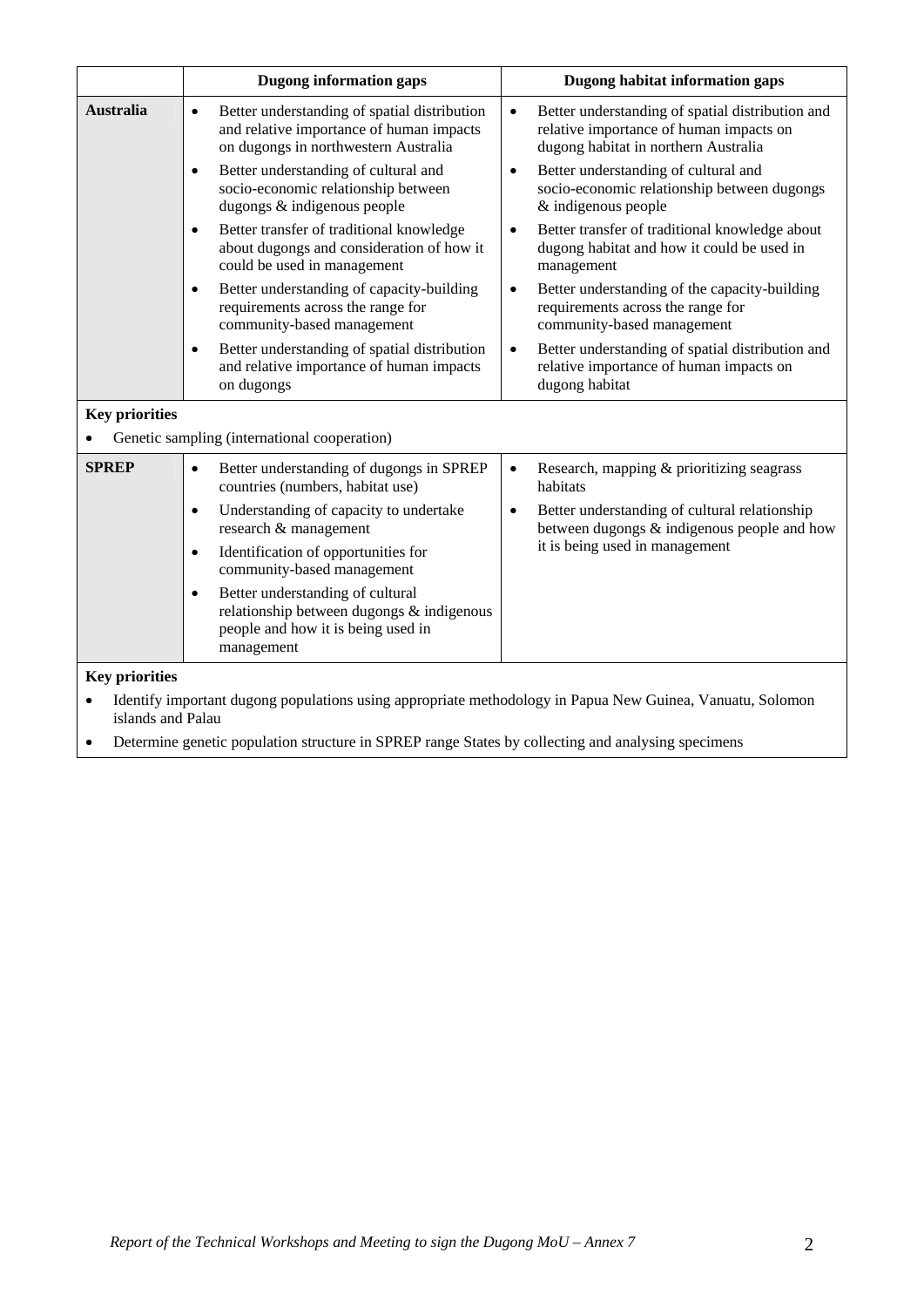| | Dugong information gaps | Dugong habitat information gaps |
|---|---|---|
| **Australia** | • Better understanding of spatial distribution and relative importance of human impacts on dugongs in northwestern Australia<br>• Better understanding of cultural and socio-economic relationship between dugongs & indigenous people<br>• Better transfer of traditional knowledge about dugongs and consideration of how it could be used in management<br>• Better understanding of capacity-building requirements across the range for community-based management<br>• Better understanding of spatial distribution and relative importance of human impacts on dugongs | • Better understanding of spatial distribution and relative importance of human impacts on dugong habitat in northern Australia<br>• Better understanding of cultural and socio-economic relationship between dugongs & indigenous people<br>• Better transfer of traditional knowledge about dugong habitat and how it could be used in management<br>• Better understanding of the capacity-building requirements across the range for community-based management<br>• Better understanding of spatial distribution and relative importance of human impacts on dugong habitat |
| **Key priorities**<br>• Genetic sampling (international cooperation) | | |
| **SPREP** | • Better understanding of dugongs in SPREP countries (numbers, habitat use)<br>• Understanding of capacity to undertake research & management<br>• Identification of opportunities for community-based management<br>• Better understanding of cultural relationship between dugongs & indigenous people and how it is being used in management | • Research, mapping & prioritizing seagrass habitats<br>• Better understanding of cultural relationship between dugongs & indigenous people and how it is being used in management |
| **Key priorities**<br>• Identify important dugong populations using appropriate methodology in Papua New Guinea, Vanuatu, Solomon islands and Palau<br>• Determine genetic population structure in SPREP range States by collecting and analysing specimens | | |